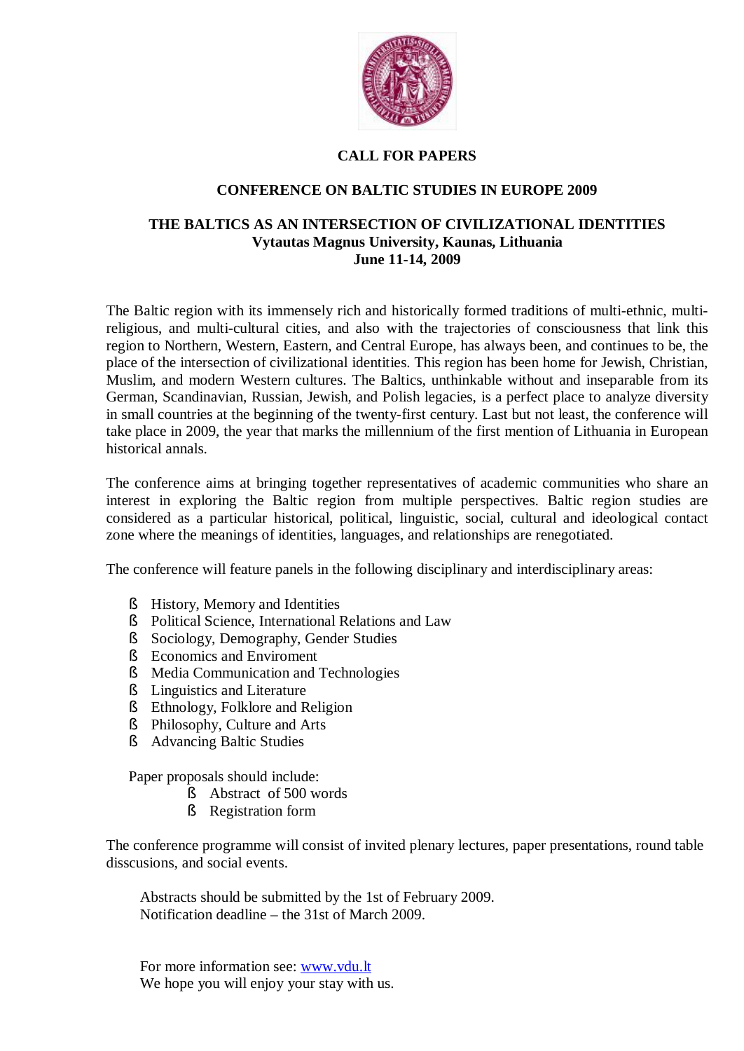**CALL FOR PAPERS**

**CONFERENCE ON BALTIC STUDIES IN EUROPE 2009**

**THE BALTICS AS AN INTERSECTION OF CIVILIZATIONAL IDENTITIES**
**Vytautas Magnus University, Kaunas, Lithuania**
**June 11-14, 2009**

The Baltic region with its immensely rich and historically formed traditions of multi-ethnic, multi-religious, and multi-cultural cities, and also with the trajectories of consciousness that link this region to Northern, Western, Eastern, and Central Europe, has always been, and continues to be, the place of the intersection of civilizational identities. This region has been home for Jewish, Christian, Muslim, and modern Western cultures. The Baltics, unthinkable without and inseparable from its German, Scandinavian, Russian, Jewish, and Polish legacies, is a perfect place to analyze diversity in small countries at the beginning of the twenty-first century. Last but not least, the conference will take place in 2009, the year that marks the millennium of the first mention of Lithuania in European historical annals.

The conference aims at bringing together representatives of academic communities who share an interest in exploring the Baltic region from multiple perspectives. Baltic region studies are considered as a particular historical, political, linguistic, social, cultural and ideological contact zone where the meanings of identities, languages, and relationships are renegotiated.

The conference will feature panels in the following disciplinary and interdisciplinary areas:

- History, Memory and Identities
- Political Science, International Relations and Law
- Sociology, Demography, Gender Studies
- Economics and Enviroment
- Media Communication and Technologies
- Linguistics and Literature
- Ethnology, Folklore and Religion
- Philosophy, Culture and Arts
- Advancing Baltic Studies

Paper proposals should include:

- Abstract of 500 words
- Registration form

The conference programme will consist of invited plenary lectures, paper presentations, round table disscusions, and social events.

Abstracts should be submitted by the 1st of February 2009.
Notification deadline – the 31st of March 2009.

For more information see: www.vdu.lt
We hope you will enjoy your stay with us.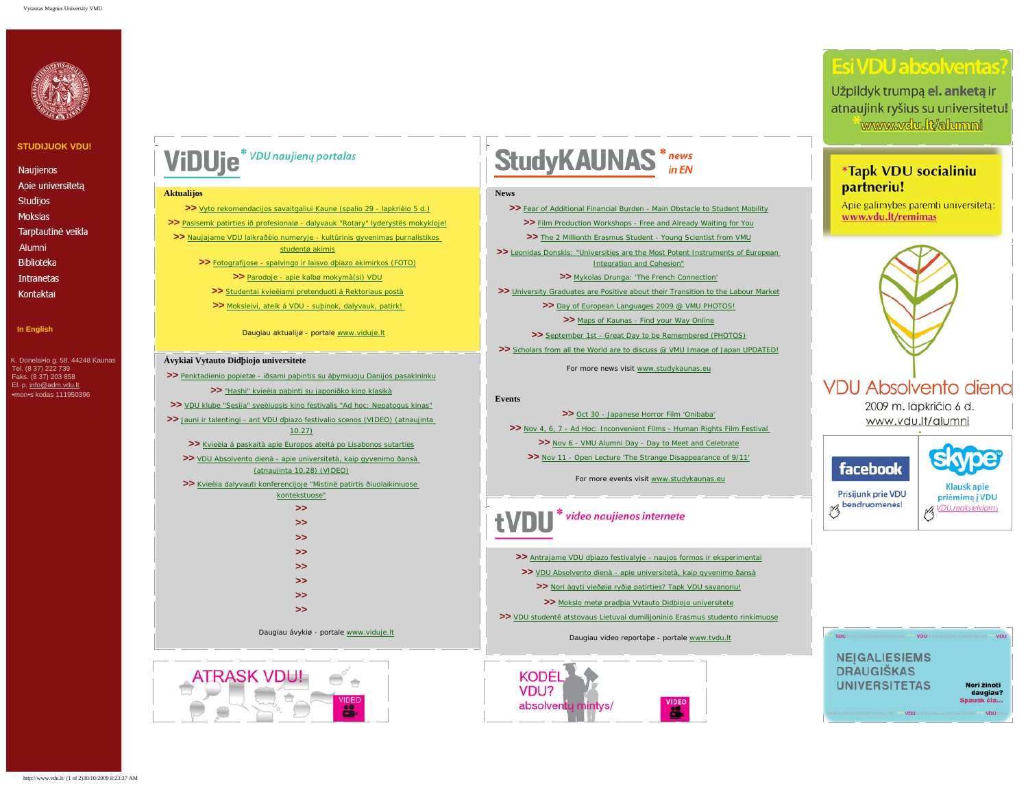STUDIJUOK VDU!

- Naujienos
- Apie universitetą
- Studijos
- Mokslas
- Tarptautinė veikla
- Alumni
- Biblioteka
- Intranetas
- Kontaktai

In English

K. Donelai•io g. 58, 44248 Kaunas
Tel. (8 37) 222 739
Faks. (8 37) 203 858
El. p. info@adm.vdu.lt
•mon•s kodas 111950396

# ViDUje* VDU naujienų portalas

**Aktualijos**

>> Vyto rekomendacijos savaitgaliui Kaune (spalio 29 - lapkrièio 5 d.)
>> Pasisemk patirties ið profesionalø - dalyvauk "Rotary" lyderystës mokykloje!
>> Naujajame VDU laikraðèio numeryje - kultûrinis gyvenimas þurnalistikos studentø akimis
>> Fotografijose - spalvingo ir laisvo dþiazo akimirkos (FOTO)
>> Parodoje - apie kalbø mokymà(si) VDU
>> Studentai kvieèiami pretenduoti á Rektoriaus postà
>> Moksleivi, ateik á VDU - suþinok, dalyvauk, patirk!

Daugiau aktualijø - portale www.viduje.lt

**Ávykiai Vytauto Didþiojo universitete**

>> Penktadienio popietæ - iðsami pabintis su áþymiuoju Danijos pasakininku
>> "Hashi" kvieèia pabinti su japoniðko kino klasika
>> VDU klube "Sesija" sveèiuosis kino festivalis "Ad hoc: Nepatogus kinas"
>> Jauni ir talentingi - ant VDU dþiazo festivalio scenos (VIDEO) (atnaujinta 10.27)
>> Kvieèia á paskaità apie Europos ateità po Lisabonos sutarties
>> VDU Absolvento dienà - apie universitetà, kaip gyvenimo ðansà (atnaujinta 10.28) (VIDEO)
>> Kvieèia dalyvauti konferencijoje "Mistinë patirtis ðiuolaikiniuose kontekstuose"
>>
>>
>>
>>
>>
>>
>>
>>

Daugiau ávykiø - portale www.viduje.lt

# StudyKAUNAS* news in EN

**News**

>> Fear of Additional Financial Burden - Main Obstacle to Student Mobility
>> Film Production Workshops - Free and Already Waiting for You
>> The 2 Millionth Erasmus Student - Young Scientist from VMU
>> Leonidas Donskis: "Universities are the Most Potent Instruments of European Integration and Cohesion"
>> Mykolas Drunga: 'The French Connection'
>> University Graduates are Positive about their Transition to the Labour Market
>> Day of European Languages 2009 @ VMU PHOTOS!
>> Maps of Kaunas - Find your Way Online
>> September 1st - Great Day to be Remembered (PHOTOS)
>> Scholars from all the World are to discuss @ VMU Image of Japan UPDATED!

For more news visit www.studykaunas.eu

**Events**

>> Oct 30 - Japanese Horror Film 'Onibaba'
>> Nov 4, 6, 7 - Ad Hoc: Inconvenient Films - Human Rights Film Festival
>> Nov 6 - VMU Alumni Day - Day to Meet and Celebrate
>> Nov 11 - Open Lecture 'The Strange Disappearance of 9/11'

For more events visit www.studykaunas.eu

# tVDU* video naujienos internete

>> Antrajame VDU dþiazo festivalyje - naujos formos ir eksperimentai
>> VDU Absolvento dienà - apie universitetà, kaip gyvenimo ðansà
>> Nori ágyti vieðøjø ryðiø patirties? Tapk VDU savanoriu!
>> Mokslo metø pradþia Vytauto Didþiojo universitete
>> VDU studentė atstovaus Lietuvai dumilijoninio Erasmus studento rinkimuose

Daugiau video reportaþø - portale www.tvdu.lt

ATRASK VDU! VIDEO

KODĖL VDU? absolventų mintys/ VIDEO

Esi VDU absolventas?
Užpildyk trumpą el. anketą ir atnaujink ryšius su universitetu!
*www.vdu.lt/alumni

*Tapk VDU socialiniu partneriu!
Apie galimybes paremti universitetą: www.vdu.lt/remimas

VDU Absolvento diena
2009 m. lapkričio 6 d.
www.vdu.lt/alumni

facebook
Prisijunk prie VDU bendruomenės!

skype
Klausk apie priėmimą į VDU
VDU.moksleiviams

NEĮGALIESIEMS DRAUGIŠKAS UNIVERSITETAS
Nori žinoti daugiau? Spausk čia...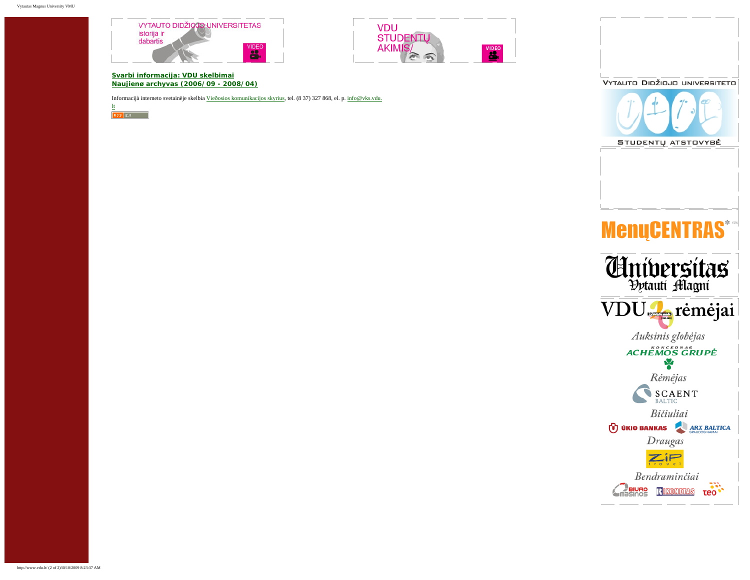**Svarbi informacija: VDU skelbimai**
**Naujienø archyvas (2006/09 - 2008/04)**

Informacijà interneto svetainëje skelbia Vieðosios komunikacijos skyrius, tel. (8 37) 327 868, el. p. info@vks.vdu.lt

RSS 2.0